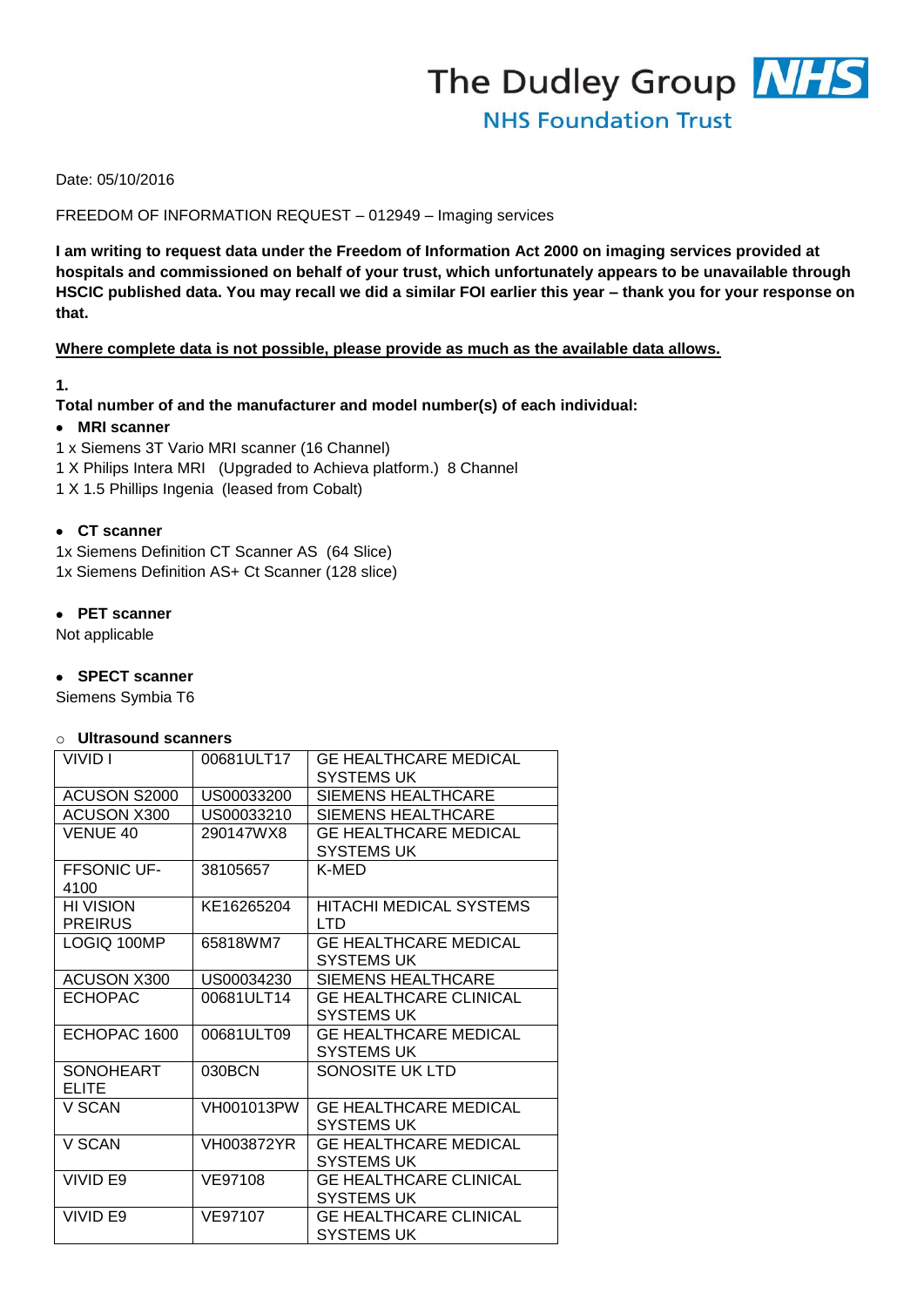The Dudley Group NHS
NHS Foundation Trust

Date: 05/10/2016

FREEDOM OF INFORMATION REQUEST – 012949 – Imaging services

**I am writing to request data under the Freedom of Information Act 2000 on imaging services provided at hospitals and commissioned on behalf of your trust, which unfortunately appears to be unavailable through HSCIC published data. You may recall we did a similar FOI earlier this year – thank you for your response on that.**

**Where complete data is not possible, please provide as much as the available data allows.**

**1.**

**Total number of and the manufacturer and model number(s) of each individual:**

- **MRI scanner**

1 x Siemens 3T Vario MRI scanner (16 Channel)
1 X Philips Intera MRI (Upgraded to Achieva platform.) 8 Channel
1 X 1.5 Phillips Ingenia (leased from Cobalt)

- **CT scanner**

1x Siemens Definition CT Scanner AS (64 Slice)
1x Siemens Definition AS+ Ct Scanner (128 slice)

- **PET scanner**

Not applicable

- **SPECT scanner**

Siemens Symbia T6

- **Ultrasound scanners**

| | | |
|---|---|---|
| VIVID I | 00681ULT17 | GE HEALTHCARE MEDICAL SYSTEMS UK |
| ACUSON S2000 | US00033200 | SIEMENS HEALTHCARE |
| ACUSON X300 | US00033210 | SIEMENS HEALTHCARE |
| VENUE 40 | 290147WX8 | GE HEALTHCARE MEDICAL SYSTEMS UK |
| FFSONIC UF-4100 | 38105657 | K-MED |
| HI VISION PREIRUS | KE16265204 | HITACHI MEDICAL SYSTEMS LTD |
| LOGIQ 100MP | 65818WM7 | GE HEALTHCARE MEDICAL SYSTEMS UK |
| ACUSON X300 | US00034230 | SIEMENS HEALTHCARE |
| ECHOPAC | 00681ULT14 | GE HEALTHCARE CLINICAL SYSTEMS UK |
| ECHOPAC 1600 | 00681ULT09 | GE HEALTHCARE MEDICAL SYSTEMS UK |
| SONOHEART ELITE | 030BCN | SONOSITE UK LTD |
| V SCAN | VH001013PW | GE HEALTHCARE MEDICAL SYSTEMS UK |
| V SCAN | VH003872YR | GE HEALTHCARE MEDICAL SYSTEMS UK |
| VIVID E9 | VE97108 | GE HEALTHCARE CLINICAL SYSTEMS UK |
| VIVID E9 | VE97107 | GE HEALTHCARE CLINICAL SYSTEMS UK |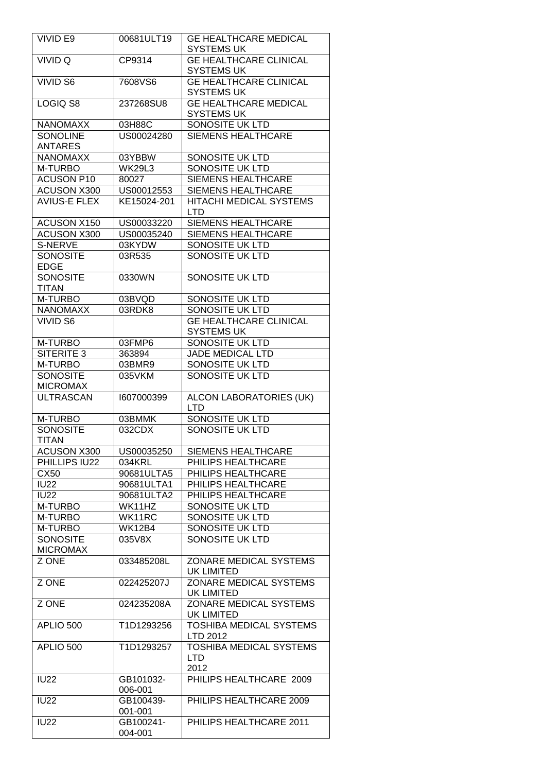| VIVID E9 | 00681ULT19 | GE HEALTHCARE MEDICAL SYSTEMS UK |
|---|---|---|
| VIVID Q | CP9314 | GE HEALTHCARE CLINICAL SYSTEMS UK |
| VIVID S6 | 7608VS6 | GE HEALTHCARE CLINICAL SYSTEMS UK |
| LOGIQ S8 | 237268SU8 | GE HEALTHCARE MEDICAL SYSTEMS UK |
| NANOMAXX | 03H88C | SONOSITE UK LTD |
| SONOLINE ANTARES | US00024280 | SIEMENS HEALTHCARE |
| NANOMAXX | 03YBBW | SONOSITE UK LTD |
| M-TURBO | WK29L3 | SONOSITE UK LTD |
| ACUSON P10 | 80027 | SIEMENS HEALTHCARE |
| ACUSON X300 | US00012553 | SIEMENS HEALTHCARE |
| AVIUS-E FLEX | KE15024-201 | HITACHI MEDICAL SYSTEMS LTD |
| ACUSON X150 | US00033220 | SIEMENS HEALTHCARE |
| ACUSON X300 | US00035240 | SIEMENS HEALTHCARE |
| S-NERVE | 03KYDW | SONOSITE UK LTD |
| SONOSITE EDGE | 03R535 | SONOSITE UK LTD |
| SONOSITE TITAN | 0330WN | SONOSITE UK LTD |
| M-TURBO | 03BVQD | SONOSITE UK LTD |
| NANOMAXX | 03RDK8 | SONOSITE UK LTD |
| VIVID S6 | | GE HEALTHCARE CLINICAL SYSTEMS UK |
| M-TURBO | 03FMP6 | SONOSITE UK LTD |
| SITERITE 3 | 363894 | JADE MEDICAL LTD |
| M-TURBO | 03BMR9 | SONOSITE UK LTD |
| SONOSITE MICROMAX | 035VKM | SONOSITE UK LTD |
| ULTRASCAN | I607000399 | ALCON LABORATORIES (UK) LTD |
| M-TURBO | 03BMMK | SONOSITE UK LTD |
| SONOSITE TITAN | 032CDX | SONOSITE UK LTD |
| ACUSON X300 | US00035250 | SIEMENS HEALTHCARE |
| PHILLIPS IU22 | 034KRL | PHILIPS HEALTHCARE |
| CX50 | 90681ULTA5 | PHILIPS HEALTHCARE |
| IU22 | 90681ULTA1 | PHILIPS HEALTHCARE |
| IU22 | 90681ULTA2 | PHILIPS HEALTHCARE |
| M-TURBO | WK11HZ | SONOSITE UK LTD |
| M-TURBO | WK11RC | SONOSITE UK LTD |
| M-TURBO | WK12B4 | SONOSITE UK LTD |
| SONOSITE MICROMAX | 035V8X | SONOSITE UK LTD |
| Z ONE | 033485208L | ZONARE MEDICAL SYSTEMS UK LIMITED |
| Z ONE | 022425207J | ZONARE MEDICAL SYSTEMS UK LIMITED |
| Z ONE | 024235208A | ZONARE MEDICAL SYSTEMS UK LIMITED |
| APLIO 500 | T1D1293256 | TOSHIBA MEDICAL SYSTEMS LTD 2012 |
| APLIO 500 | T1D1293257 | TOSHIBA MEDICAL SYSTEMS LTD 2012 |
| IU22 | GB101032-006-001 | PHILIPS HEALTHCARE 2009 |
| IU22 | GB100439-001-001 | PHILIPS HEALTHCARE 2009 |
| IU22 | GB100241-004-001 | PHILIPS HEALTHCARE 2011 |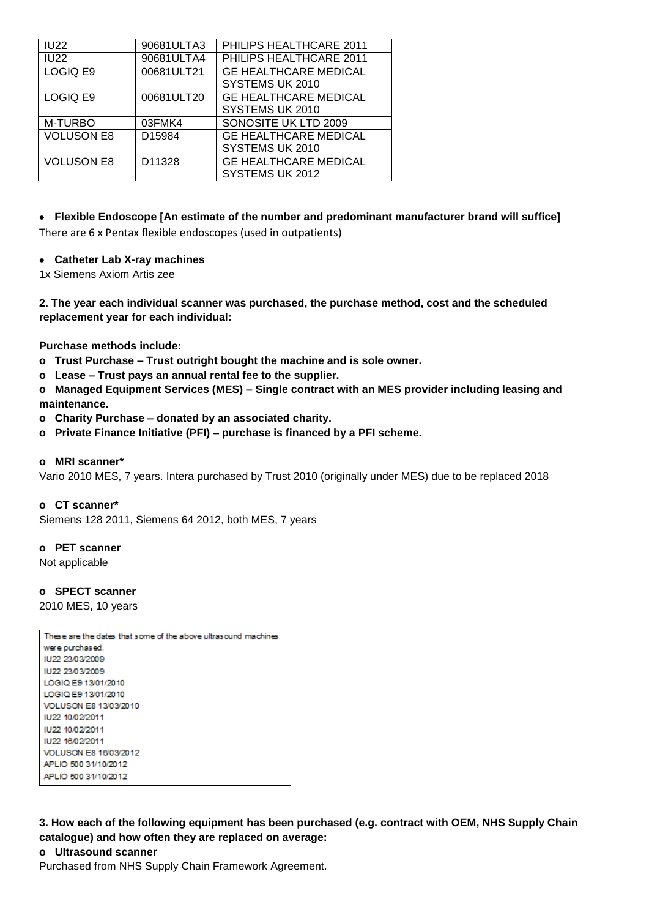| IU22 | 90681ULTA3 | PHILIPS HEALTHCARE 2011 |
|---|---|---|
| IU22 | 90681ULTA4 | PHILIPS HEALTHCARE 2011 |
| LOGIQ E9 | 00681ULT21 | GE HEALTHCARE MEDICAL SYSTEMS UK 2010 |
| LOGIQ E9 | 00681ULT20 | GE HEALTHCARE MEDICAL SYSTEMS UK 2010 |
| M-TURBO | 03FMK4 | SONOSITE UK LTD 2009 |
| VOLUSON E8 | D15984 | GE HEALTHCARE MEDICAL SYSTEMS UK 2010 |
| VOLUSON E8 | D11328 | GE HEALTHCARE MEDICAL SYSTEMS UK 2012 |

- **Flexible Endoscope [An estimate of the number and predominant manufacturer brand will suffice]**

There are 6 x Pentax flexible endoscopes (used in outpatients)

- **Catheter Lab X-ray machines**

1x Siemens Axiom Artis zee

**2. The year each individual scanner was purchased, the purchase method, cost and the scheduled replacement year for each individual:**

**Purchase methods include:**

- **Trust Purchase – Trust outright bought the machine and is sole owner.**
- **Lease – Trust pays an annual rental fee to the supplier.**
- **Managed Equipment Services (MES) – Single contract with an MES provider including leasing and maintenance.**
- **Charity Purchase – donated by an associated charity.**
- **Private Finance Initiative (PFI) – purchase is financed by a PFI scheme.**

- **MRI scanner***

Vario 2010 MES, 7 years. Intera purchased by Trust 2010 (originally under MES) due to be replaced 2018

- **CT scanner***

Siemens 128 2011, Siemens 64 2012, both MES, 7 years

- **PET scanner**

Not applicable

- **SPECT scanner**

2010 MES, 10 years

These are the dates that some of the above ultrasound machines were purchased.
IU22 23/03/2009
IU22 23/03/2009
LOGIQ E9 13/01/2010
LOGIQ E9 13/01/2010
VOLUSON E8 13/03/2010
IU22 10/02/2011
IU22 10/02/2011
IU22 16/02/2011
VOLUSON E8 16/03/2012
APLIO 500 31/10/2012
APLIO 500 31/10/2012

**3. How each of the following equipment has been purchased (e.g. contract with OEM, NHS Supply Chain catalogue) and how often they are replaced on average:**

- **Ultrasound scanner**

Purchased from NHS Supply Chain Framework Agreement.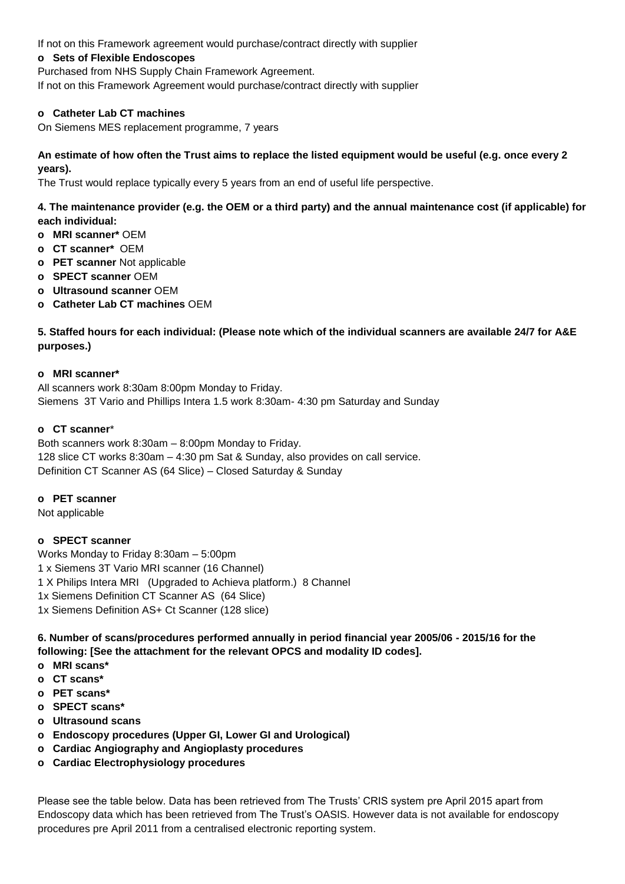If not on this Framework agreement would purchase/contract directly with supplier

- **Sets of Flexible Endoscopes**

Purchased from NHS Supply Chain Framework Agreement.

If not on this Framework Agreement would purchase/contract directly with supplier

- **Catheter Lab CT machines**

On Siemens MES replacement programme, 7 years

**An estimate of how often the Trust aims to replace the listed equipment would be useful (e.g. once every 2 years).**

The Trust would replace typically every 5 years from an end of useful life perspective.

**4. The maintenance provider (e.g. the OEM or a third party) and the annual maintenance cost (if applicable) for each individual:**

- **MRI scanner*** OEM
- **CT scanner*** OEM
- **PET scanner** Not applicable
- **SPECT scanner** OEM
- **Ultrasound scanner** OEM
- **Catheter Lab CT machines** OEM

**5. Staffed hours for each individual: (Please note which of the individual scanners are available 24/7 for A&E purposes.)**

- **MRI scanner***

All scanners work 8:30am 8:00pm Monday to Friday.

Siemens 3T Vario and Phillips Intera 1.5 work 8:30am- 4:30 pm Saturday and Sunday

- **CT scanner***

Both scanners work 8:30am – 8:00pm Monday to Friday.

128 slice CT works 8:30am – 4:30 pm Sat & Sunday, also provides on call service.

Definition CT Scanner AS (64 Slice) – Closed Saturday & Sunday

- **PET scanner**

Not applicable

- **SPECT scanner**

Works Monday to Friday 8:30am – 5:00pm

1 x Siemens 3T Vario MRI scanner (16 Channel)

1 X Philips Intera MRI (Upgraded to Achieva platform.) 8 Channel

1x Siemens Definition CT Scanner AS (64 Slice)

1x Siemens Definition AS+ Ct Scanner (128 slice)

**6. Number of scans/procedures performed annually in period financial year 2005/06 - 2015/16 for the following: [See the attachment for the relevant OPCS and modality ID codes].**

- **MRI scans***
- **CT scans***
- **PET scans***
- **SPECT scans***
- **Ultrasound scans**
- **Endoscopy procedures (Upper GI, Lower GI and Urological)**
- **Cardiac Angiography and Angioplasty procedures**
- **Cardiac Electrophysiology procedures**

Please see the table below. Data has been retrieved from The Trusts' CRIS system pre April 2015 apart from Endoscopy data which has been retrieved from The Trust's OASIS. However data is not available for endoscopy procedures pre April 2011 from a centralised electronic reporting system.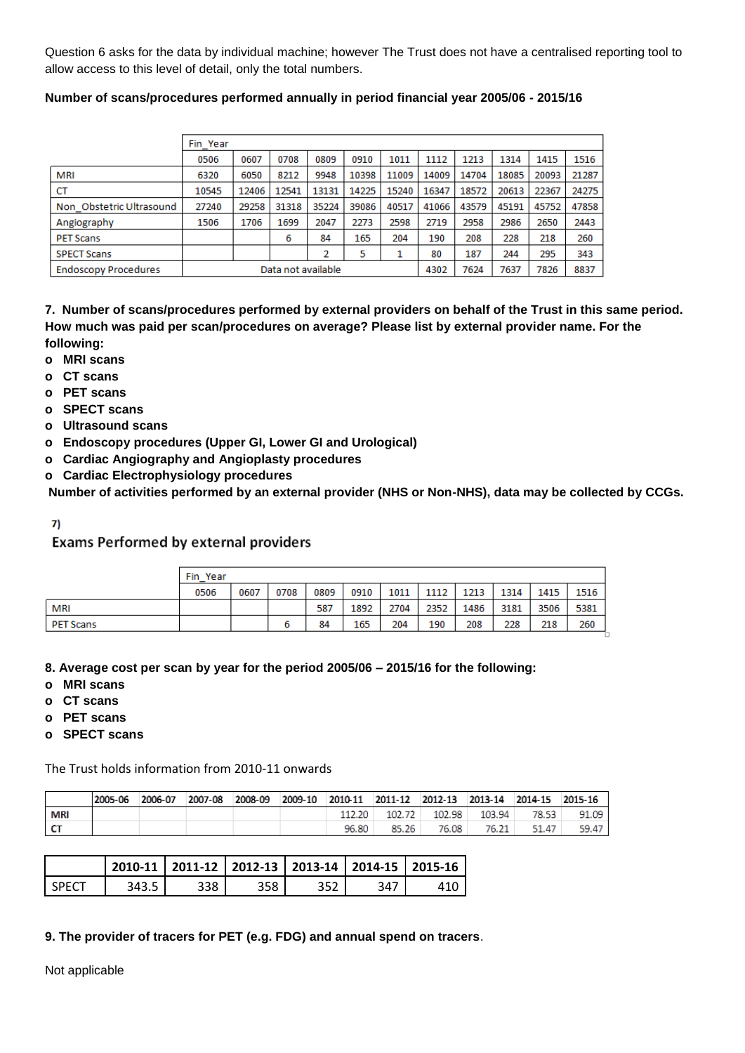Question 6 asks for the data by individual machine; however The Trust does not have a centralised reporting tool to allow access to this level of detail, only the total numbers.

**Number of scans/procedures performed annually in period financial year 2005/06 - 2015/16**

| | Fin_Year | | | | | | | | | | |
|---|---|---|---|---|---|---|---|---|---|---|---|
| | 0506 | 0607 | 0708 | 0809 | 0910 | 1011 | 1112 | 1213 | 1314 | 1415 | 1516 |
| MRI | 6320 | 6050 | 8212 | 9948 | 10398 | 11009 | 14009 | 14704 | 18085 | 20093 | 21287 |
| CT | 10545 | 12406 | 12541 | 13131 | 14225 | 15240 | 16347 | 18572 | 20613 | 22367 | 24275 |
| Non_Obstetric Ultrasound | 27240 | 29258 | 31318 | 35224 | 39086 | 40517 | 41066 | 43579 | 45191 | 45752 | 47858 |
| Angiography | 1506 | 1706 | 1699 | 2047 | 2273 | 2598 | 2719 | 2958 | 2986 | 2650 | 2443 |
| PET Scans | | | 6 | 84 | 165 | 204 | 190 | 208 | 228 | 218 | 260 |
| SPECT Scans | | | | 2 | 5 | 1 | 80 | 187 | 244 | 295 | 343 |
| Endoscopy Procedures | Data not available | | | | | | 4302 | 7624 | 7637 | 7826 | 8837 |

**7. Number of scans/procedures performed by external providers on behalf of the Trust in this same period. How much was paid per scan/procedures on average? Please list by external provider name. For the following:**

- **MRI scans**
- **CT scans**
- **PET scans**
- **SPECT scans**
- **Ultrasound scans**
- **Endoscopy procedures (Upper GI, Lower GI and Urological)**
- **Cardiac Angiography and Angioplasty procedures**
- **Cardiac Electrophysiology procedures**

**Number of activities performed by an external provider (NHS or Non-NHS), data may be collected by CCGs.**

**7)**

## Exams Performed by external providers

| | Fin_Year | | | | | | | | | | |
|---|---|---|---|---|---|---|---|---|---|---|---|
| | 0506 | 0607 | 0708 | 0809 | 0910 | 1011 | 1112 | 1213 | 1314 | 1415 | 1516 |
| MRI | | | | 587 | 1892 | 2704 | 2352 | 1486 | 3181 | 3506 | 5381 |
| PET Scans | | | 6 | 84 | 165 | 204 | 190 | 208 | 228 | 218 | 260 |

**8. Average cost per scan by year for the period 2005/06 – 2015/16 for the following:**

- **MRI scans**
- **CT scans**
- **PET scans**
- **SPECT scans**

The Trust holds information from 2010-11 onwards

| | 2005-06 | 2006-07 | 2007-08 | 2008-09 | 2009-10 | 2010-11 | 2011-12 | 2012-13 | 2013-14 | 2014-15 | 2015-16 |
|---|---|---|---|---|---|---|---|---|---|---|---|
| MRI | | | | | | 112.20 | 102.72 | 102.98 | 103.94 | 78.53 | 91.09 |
| CT | | | | | | 96.80 | 85.26 | 76.08 | 76.21 | 51.47 | 59.47 |

| | 2010-11 | 2011-12 | 2012-13 | 2013-14 | 2014-15 | 2015-16 |
|---|---|---|---|---|---|---|
| SPECT | 343.5 | 338 | 358 | 352 | 347 | 410 |

**9. The provider of tracers for PET (e.g. FDG) and annual spend on tracers**.

Not applicable